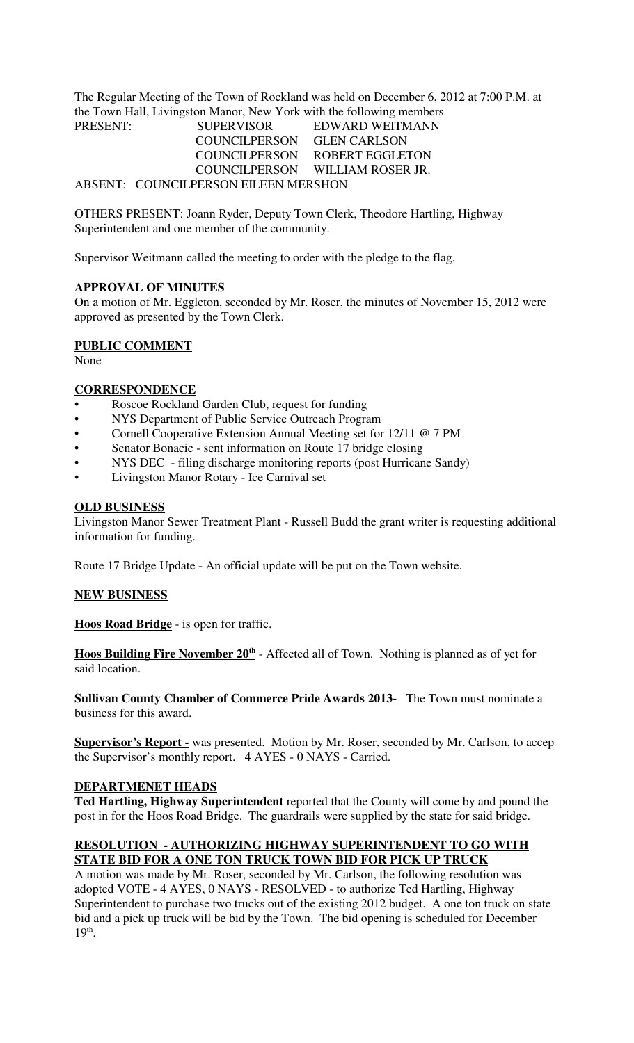The Regular Meeting of the Town of Rockland was held on December 6, 2012 at 7:00 P.M. at the Town Hall, Livingston Manor, New York with the following members

PRESENT: SUPERVISOR EDWARD WEITMANN
COUNCILPERSON GLEN CARLSON
COUNCILPERSON ROBERT EGGLETON
COUNCILPERSON WILLIAM ROSER JR.

ABSENT: COUNCILPERSON EILEEN MERSHON

OTHERS PRESENT: Joann Ryder, Deputy Town Clerk, Theodore Hartling, Highway Superintendent and one member of the community.

Supervisor Weitmann called the meeting to order with the pledge to the flag.

**APPROVAL OF MINUTES**

On a motion of Mr. Eggleton, seconded by Mr. Roser, the minutes of November 15, 2012 were approved as presented by the Town Clerk.

**PUBLIC COMMENT**

None

**CORRESPONDENCE**

- Roscoe Rockland Garden Club, request for funding
- NYS Department of Public Service Outreach Program
- Cornell Cooperative Extension Annual Meeting set for 12/11 @ 7 PM
- Senator Bonacic - sent information on Route 17 bridge closing
- NYS DEC - filing discharge monitoring reports (post Hurricane Sandy)
- Livingston Manor Rotary - Ice Carnival set

**OLD BUSINESS**

Livingston Manor Sewer Treatment Plant - Russell Budd the grant writer is requesting additional information for funding.

Route 17 Bridge Update - An official update will be put on the Town website.

**NEW BUSINESS**

**Hoos Road Bridge** - is open for traffic.

**Hoos Building Fire November 20th** - Affected all of Town. Nothing is planned as of yet for said location.

**Sullivan County Chamber of Commerce Pride Awards 2013-** The Town must nominate a business for this award.

**Supervisor's Report -** was presented. Motion by Mr. Roser, seconded by Mr. Carlson, to accep the Supervisor's monthly report. 4 AYES - 0 NAYS - Carried.

**DEPARTMENET HEADS**

**Ted Hartling, Highway Superintendent** reported that the County will come by and pound the post in for the Hoos Road Bridge. The guardrails were supplied by the state for said bridge.

**RESOLUTION - AUTHORIZING HIGHWAY SUPERINTENDENT TO GO WITH STATE BID FOR A ONE TON TRUCK TOWN BID FOR PICK UP TRUCK**

A motion was made by Mr. Roser, seconded by Mr. Carlson, the following resolution was adopted VOTE - 4 AYES, 0 NAYS - RESOLVED - to authorize Ted Hartling, Highway Superintendent to purchase two trucks out of the existing 2012 budget. A one ton truck on state bid and a pick up truck will be bid by the Town. The bid opening is scheduled for December 19th.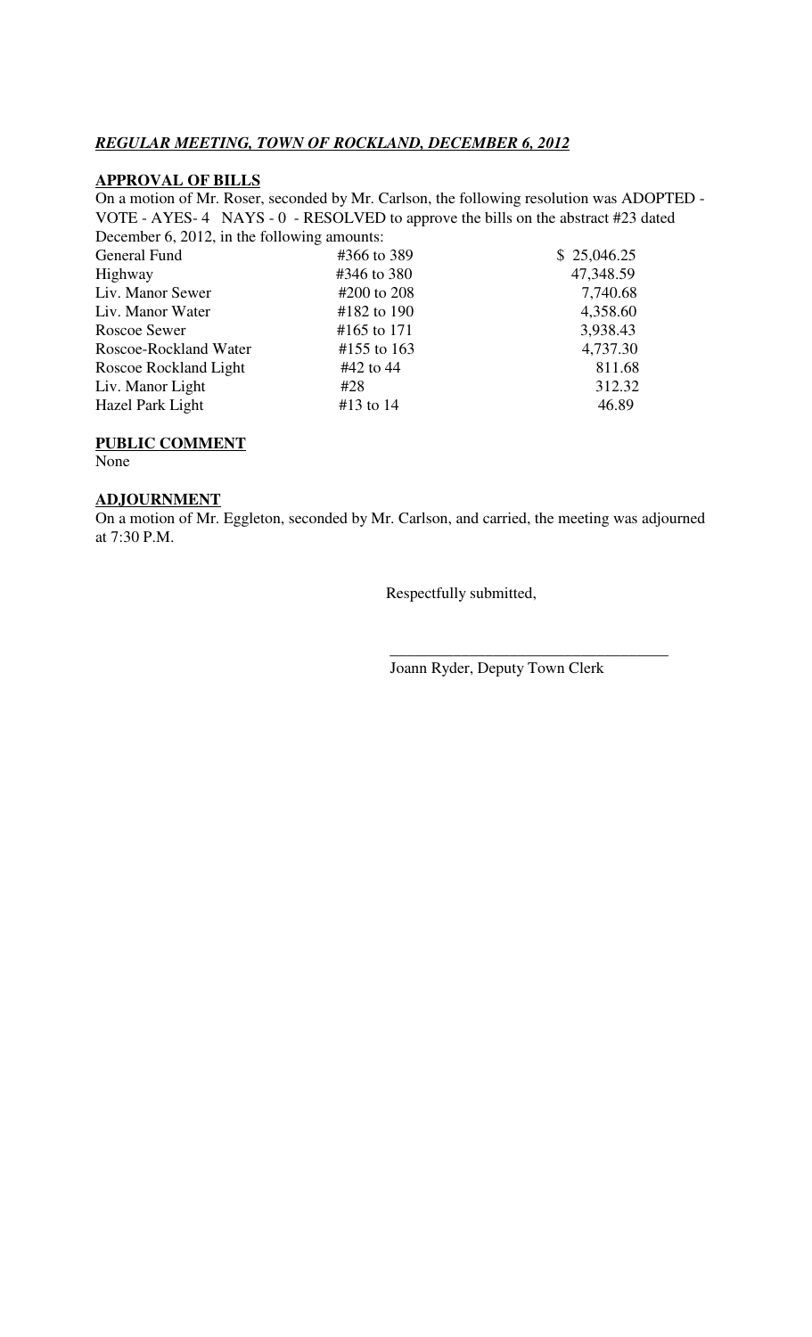***REGULAR MEETING, TOWN OF ROCKLAND, DECEMBER 6, 2012***

**APPROVAL OF BILLS**

On a motion of Mr. Roser, seconded by Mr. Carlson, the following resolution was ADOPTED - VOTE - AYES- 4 NAYS - 0 - RESOLVED to approve the bills on the abstract #23 dated December 6, 2012, in the following amounts:

| | | |
|---|---|---|
| General Fund | #366 to 389 | $ 25,046.25 |
| Highway | #346 to 380 | 47,348.59 |
| Liv. Manor Sewer | #200 to 208 | 7,740.68 |
| Liv. Manor Water | #182 to 190 | 4,358.60 |
| Roscoe Sewer | #165 to 171 | 3,938.43 |
| Roscoe-Rockland Water | #155 to 163 | 4,737.30 |
| Roscoe Rockland Light | #42 to 44 | 811.68 |
| Liv. Manor Light | #28 | 312.32 |
| Hazel Park Light | #13 to 14 | 46.89 |

**PUBLIC COMMENT**

None

**ADJOURNMENT**

On a motion of Mr. Eggleton, seconded by Mr. Carlson, and carried, the meeting was adjourned at 7:30 P.M.

Respectfully submitted,

\_\_\_\_\_\_\_\_\_\_\_\_\_\_\_\_\_\_\_\_\_\_\_\_\_\_\_\_\_\_\_\_\_\_\_

Joann Ryder, Deputy Town Clerk